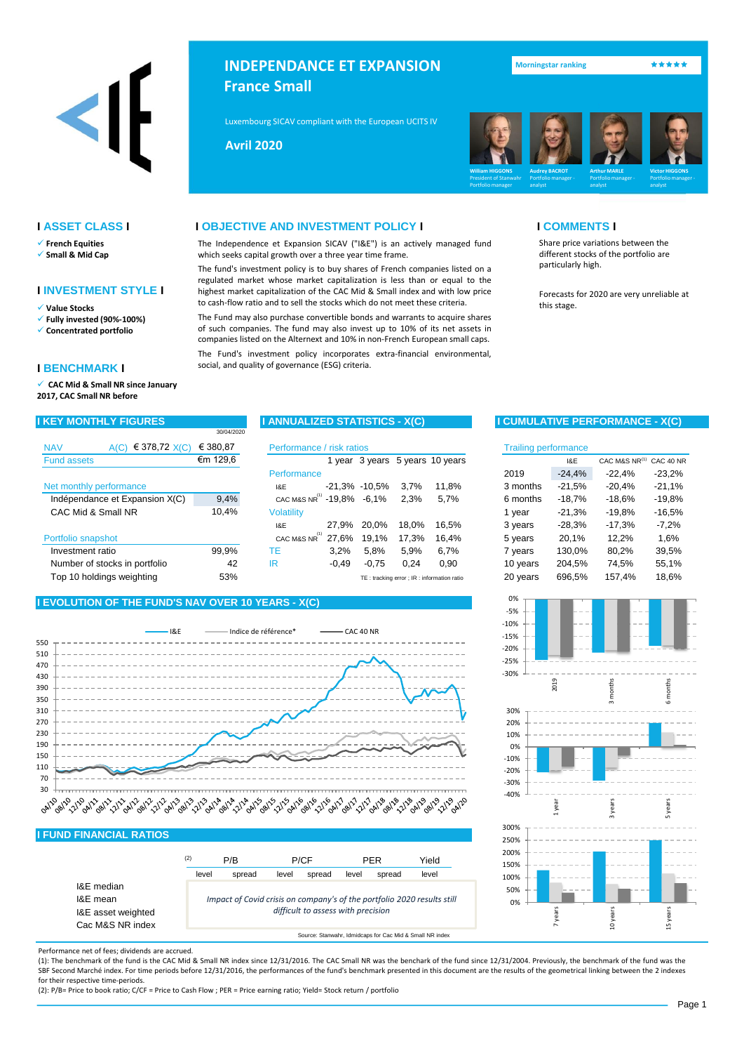# INDEPENDANCE ET EXPANSION

## France Small

Morningstar ranking ★★★★★

Luxembourg SICAV compliant with the European UCITS IV

**Avril 2020**

William HIGGONS – President of Stanwahr, Portfolio manager
Audrey BACROT – Portfolio manager - analyst
Arthur MARLE – Portfolio manager - analyst
Victor HIGGONS – Portfolio manager - analyst

## ASSET CLASS

- **French Equities**
- **Small & Mid Cap**

## INVESTMENT STYLE

- **Value Stocks**
- **Fully invested (90%-100%)**
- **Concentrated portfolio**

## BENCHMARK

- **CAC Mid & Small NR since January 2017, CAC Small NR before**

## OBJECTIVE AND INVESTMENT POLICY

The Independence et Expansion SICAV ("I&E") is an actively managed fund which seeks capital growth over a three year time frame.

The fund's investment policy is to buy shares of French companies listed on a regulated market whose market capitalization is less than or equal to the highest market capitalization of the CAC Mid & Small index and with low price to cash-flow ratio and to sell the stocks which do not meet these criteria.

The Fund may also purchase convertible bonds and warrants to acquire shares of such companies. The fund may also invest up to 10% of its net assets in companies listed on the Alternext and 10% in non-French European small caps.

The Fund's investment policy incorporates extra-financial environmental, social, and quality of governance (ESG) criteria.

## COMMENTS

Share price variations between the different stocks of the portfolio are particularly high.

Forecasts for 2020 are very unreliable at this stage.

## KEY MONTHLY FIGURES

30/04/2020

| NAV | A(C) € 378,72 X(C) | € 380,87 |
|---|---|---|
| Fund assets | | €m 129,6 |
| **Net monthly performance** | | |
| Indépendance et Expansion X(C) | | 9,4% |
| CAC Mid & Small NR | | 10,4% |
| **Portfolio snapshot** | | |
| Investment ratio | | 99,9% |
| Number of stocks in portfolio | | 42 |
| Top 10 holdings weighting | | 53% |

## ANNUALIZED STATISTICS - X(C)

| Performance / risk ratios | 1 year | 3 years | 5 years | 10 years |
|---|---|---|---|---|
| **Performance** | | | | |
| I&E | -21,3% | -10,5% | 3,7% | 11,8% |
| CAC M&S NR[1] | -19,8% | -6,1% | 2,3% | 5,7% |
| **Volatility** | | | | |
| I&E | 27,9% | 20,0% | 18,0% | 16,5% |
| CAC M&S NR[1] | 27,6% | 19,1% | 17,3% | 16,4% |
| TE | 3,2% | 5,8% | 5,9% | 6,7% |
| IR | -0,49 | -0,75 | 0,24 | 0,90 |

TE : tracking error ; IR : information ratio

## CUMULATIVE PERFORMANCE - X(C)

| Trailing performance | I&E | CAC M&S NR[1] | CAC 40 NR |
|---|---|---|---|
| 2019 | -24,4% | -22,4% | -23,2% |
| 3 months | -21,5% | -20,4% | -21,1% |
| 6 months | -18,7% | -18,6% | -19,8% |
| 1 year | -21,3% | -19,8% | -16,5% |
| 3 years | -28,3% | -17,3% | -7,2% |
| 5 years | 20,1% | 12,2% | 1,6% |
| 7 years | 130,0% | 80,2% | 39,5% |
| 10 years | 204,5% | 74,5% | 55,1% |
| 20 years | 696,5% | 157,4% | 18,6% |

## EVOLUTION OF THE FUND'S NAV OVER 10 YEARS - X(C)

I&E — Indice de référence* — CAC 40 NR

## FUND FINANCIAL RATIOS

| | P/B[2] | | P/CF | | PER | | Yield |
|---|---|---|---|---|---|---|---|
| | level | spread | level | spread | level | spread | level |
| I&E median | *Impact of Covid crisis on company's of the portfolio 2020 results still difficult to assess with precision* | | | | | | |
| I&E mean | | | | | | | |
| I&E asset weighted | | | | | | | |
| Cac M&S NR index | | | | | | | |

Source: Stanwahr, Idmidcaps for Cac Mid & Small NR index

Performance net of fees; dividends are accrued.

(1): The benchmark of the fund is the CAC Mid & Small NR index since 12/31/2016. The CAC Small NR was the benchark of the fund since 12/31/2004. Previously, the benchmark of the fund was the SBF Second Marché index. For time periods before 12/31/2016, the performances of the fund's benchmark presented in this document are the results of the geometrical linking between the 2 indexes for their respective time-periods.

(2): P/B= Price to book ratio; C/CF = Price to Cash Flow ; PER = Price earning ratio; Yield= Stock return / portfolio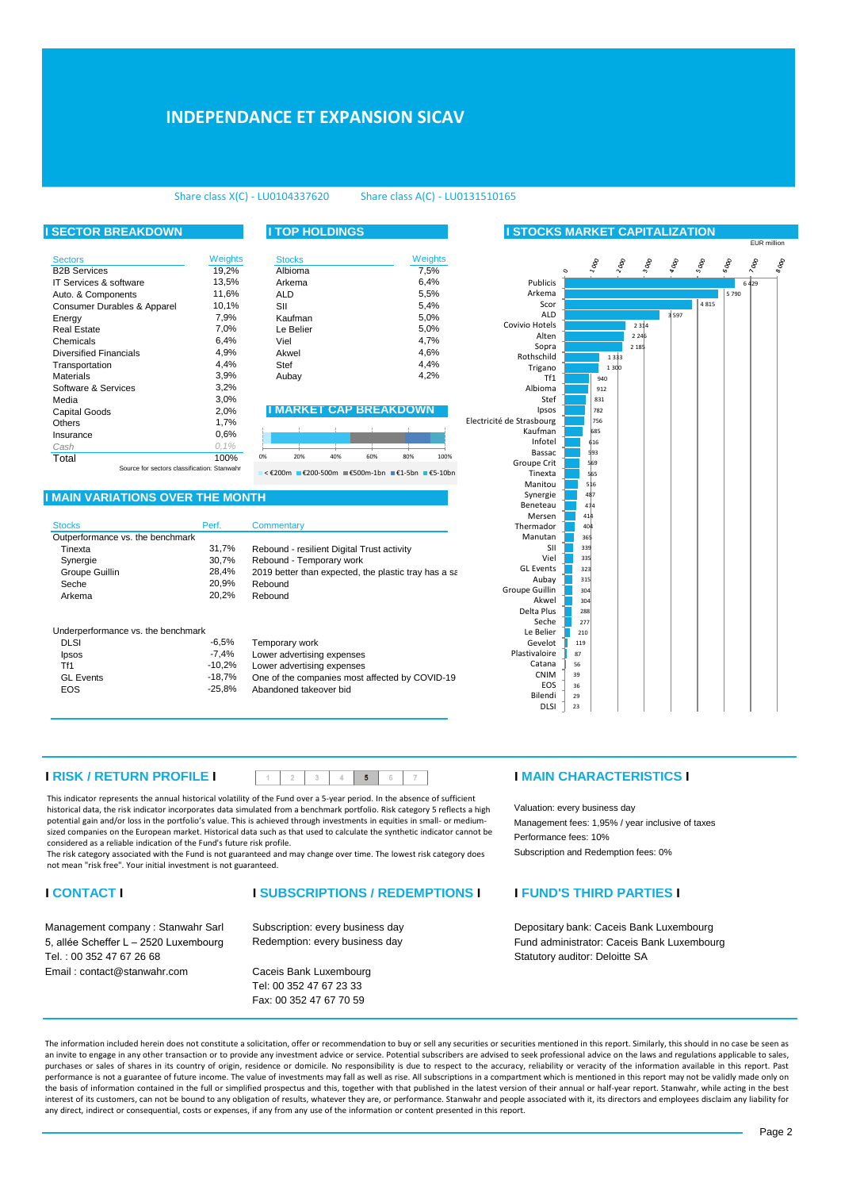# INDEPENDANCE ET EXPANSION SICAV

Share class X(C) - LU0104337620 Share class A(C) - LU0131510165

## I SECTOR BREAKDOWN

| Sectors | Weights |
|---|---|
| B2B Services | 19,2% |
| IT Services & software | 13,5% |
| Auto. & Components | 11,6% |
| Consumer Durables & Apparel | 10,1% |
| Energy | 7,9% |
| Real Estate | 7,0% |
| Chemicals | 6,4% |
| Diversified Financials | 4,9% |
| Transportation | 4,4% |
| Materials | 3,9% |
| Software & Services | 3,2% |
| Media | 3,0% |
| Capital Goods | 2,0% |
| Others | 1,7% |
| Insurance | 0,6% |
| *Cash* | *0,1%* |
| Total | 100% |

Source for sectors classification: Stanwahr

## I TOP HOLDINGS

| Stocks | Weights |
|---|---|
| Albioma | 7,5% |
| Arkema | 6,4% |
| ALD | 5,5% |
| SII | 5,4% |
| Kaufman | 5,0% |
| Le Belier | 5,0% |
| Viel | 4,7% |
| Akwel | 4,6% |
| Stef | 4,4% |
| Aubay | 4,2% |

## I MARKET CAP BREAKDOWN

0% 20% 40% 60% 80% 100%

< €200m €200-500m €500m-1bn €1-5bn €5-10bn

## I STOCKS MARKET CAPITALIZATION

EUR million

0 1 000 2 000 3 000 4 000 5 000 6 000 7 000 8 000

Publicis 6 429
Arkema 5 790
Scor 4 815
ALD 3 597
Covivio Hotels 2 314
Alten 2 246
Sopra 2 185
Rothschild 1 333
Trigano 1 300
Tf1 940
Albioma 912
Stef 831
Ipsos 782
Electricité de Strasbourg 756
Kaufman 685
Infotel 616
Bassac 593
Groupe Crit 569
Tinexta 565
Manitou 516
Synergie 487
Beneteau 474
Mersen 414
Thermador 404
Manutan 365
SII 339
Viel 335
GL Events 323
Aubay 315
Groupe Guillin 304
Akwel 304
Delta Plus 288
Seche 277
Le Belier 210
Gevelot 119
Plastivaloire 87
Catana 56
CNIM 39
EOS 36
Bilendi 29
DLSI 23

## I MAIN VARIATIONS OVER THE MONTH

| Stocks | Perf. | Commentary |
|---|---|---|
| Outperformance vs. the benchmark | | |
| Tinexta | 31,7% | Rebound - resilient Digital Trust activity |
| Synergie | 30,7% | Rebound - Temporary work |
| Groupe Guillin | 28,4% | 2019 better than expected, the plastic tray has a sa |
| Seche | 20,9% | Rebound |
| Arkema | 20,2% | Rebound |
| Underperformance vs. the benchmark | | |
| DLSI | -6,5% | Temporary work |
| Ipsos | -7,4% | Lower advertising expenses |
| Tf1 | -10,2% | Lower advertising expenses |
| GL Events | -18,7% | One of the companies most affected by COVID-19 |
| EOS | -25,8% | Abandoned takeover bid |

## I RISK / RETURN PROFILE I

1 2 3 4 **5** 6 7

This indicator represents the annual historical volatility of the Fund over a 5-year period. In the absence of sufficient historical data, the risk indicator incorporates data simulated from a benchmark portfolio. Risk category 5 reflects a high potential gain and/or loss in the portfolio's value. This is achieved through investments in equities in small- or medium-sized companies on the European market. Historical data such as that used to calculate the synthetic indicator cannot be considered as a reliable indication of the Fund's future risk profile.
The risk category associated with the Fund is not guaranteed and may change over time. The lowest risk category does not mean "risk free". Your initial investment is not guaranteed.

## I MAIN CHARACTERISTICS I

Valuation: every business day
Management fees: 1,95% / year inclusive of taxes
Performance fees: 10%
Subscription and Redemption fees: 0%

## I CONTACT I

Management company : Stanwahr Sarl
5, allée Scheffer L – 2520 Luxembourg
Tel. : 00 352 47 67 26 68
Email : contact@stanwahr.com

## I SUBSCRIPTIONS / REDEMPTIONS I

Subscription: every business day
Redemption: every business day

Caceis Bank Luxembourg
Tel: 00 352 47 67 23 33
Fax: 00 352 47 67 70 59

## I FUND'S THIRD PARTIES I

Depositary bank: Caceis Bank Luxembourg
Fund administrator: Caceis Bank Luxembourg
Statutory auditor: Deloitte SA

The information included herein does not constitute a solicitation, offer or recommendation to buy or sell any securities or securities mentioned in this report. Similarly, this should in no case be seen as an invite to engage in any other transaction or to provide any investment advice or service. Potential subscribers are advised to seek professional advice on the laws and regulations applicable to sales, purchases or sales of shares in its country of origin, residence or domicile. No responsibility is due to respect to the accuracy, reliability or veracity of the information available in this report. Past performance is not a guarantee of future income. The value of investments may fall as well as rise. All subscriptions in a compartment which is mentioned in this report may not be validly made only on the basis of information contained in the full or simplified prospectus and this together with that published in the latest version of their annual or half-year report. Stanwahr, while acting in the best interest of its customers, can not be bound to any obligation of results, whatever they are, or performance. Stanwahr and people associated with it, its directors and employees disclaim any liability for any direct, indirect or consequential, costs or expenses, if any from any use of the information or content presented in this report.